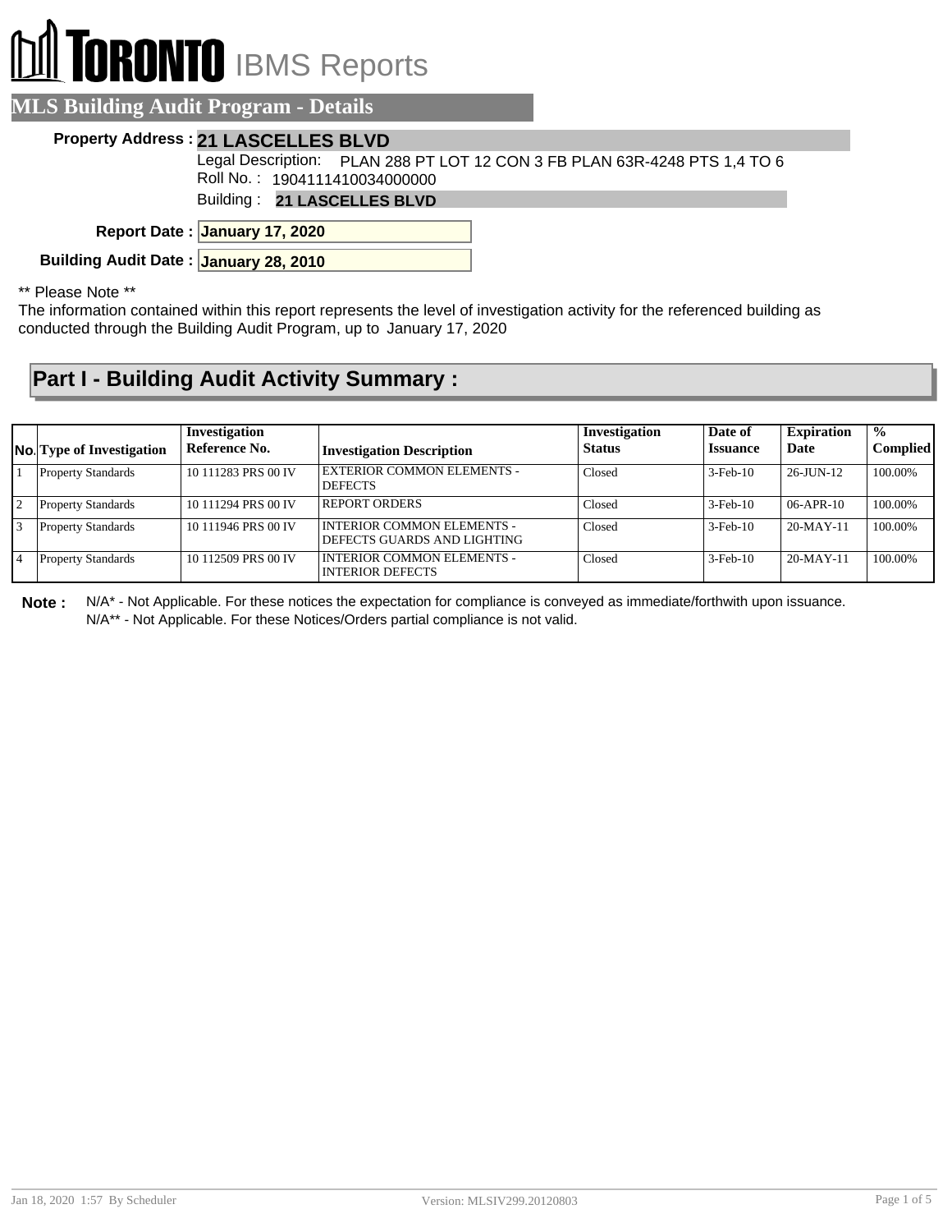# TORONTO IBMS Reports

## MLS Building Audit Program - Details

**Property Address :** **21 LASCELLES BLVD**

Legal Description: PLAN 288 PT LOT 12 CON 3 FB PLAN 63R-4248 PTS 1,4 TO 6

Roll No. : 1904111410034000000

Building : **21 LASCELLES BLVD**

**Report Date :** **January 17, 2020**

**Building Audit Date :** **January 28, 2010**

** Please Note **

The information contained within this report represents the level of investigation activity for the referenced building as conducted through the Building Audit Program, up to January 17, 2020

## Part I - Building Audit Activity Summary :

| No. | Type of Investigation | Investigation Reference No. | Investigation Description | Investigation Status | Date of Issuance | Expiration Date | % Complied |
|---|---|---|---|---|---|---|---|
| 1 | Property Standards | 10 111283 PRS 00 IV | EXTERIOR COMMON ELEMENTS - DEFECTS | Closed | 3-Feb-10 | 26-JUN-12 | 100.00% |
| 2 | Property Standards | 10 111294 PRS 00 IV | REPORT ORDERS | Closed | 3-Feb-10 | 06-APR-10 | 100.00% |
| 3 | Property Standards | 10 111946 PRS 00 IV | INTERIOR COMMON ELEMENTS - DEFECTS GUARDS AND LIGHTING | Closed | 3-Feb-10 | 20-MAY-11 | 100.00% |
| 4 | Property Standards | 10 112509 PRS 00 IV | INTERIOR COMMON ELEMENTS - INTERIOR DEFECTS | Closed | 3-Feb-10 | 20-MAY-11 | 100.00% |

**Note :** N/A* - Not Applicable. For these notices the expectation for compliance is conveyed as immediate/forthwith upon issuance.
N/A** - Not Applicable. For these Notices/Orders partial compliance is not valid.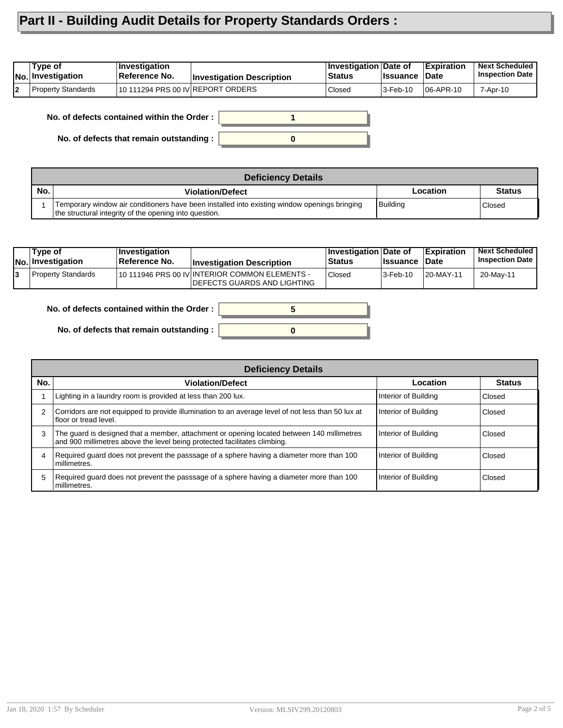# Part II - Building Audit Details for Property Standards Orders :

| No. | Type of Investigation | Investigation Reference No. | Investigation Description | Investigation Status | Date of Issuance | Expiration Date | Next Scheduled Inspection Date |
|---|---|---|---|---|---|---|---|
| 2 | Property Standards | 10 111294 PRS 00 IV | REPORT ORDERS | Closed | 3-Feb-10 | 06-APR-10 | 7-Apr-10 |

**No. of defects contained within the Order :** 1

**No. of defects that remain outstanding :** 0

**Deficiency Details**

| No. | Violation/Defect | Location | Status |
|---|---|---|---|
| 1 | Temporary window air conditioners have been installed into existing window openings bringing the structural integrity of the opening into question. | Building | Closed |

| No. | Type of Investigation | Investigation Reference No. | Investigation Description | Investigation Status | Date of Issuance | Expiration Date | Next Scheduled Inspection Date |
|---|---|---|---|---|---|---|---|
| 3 | Property Standards | 10 111946 PRS 00 IV | INTERIOR COMMON ELEMENTS - DEFECTS GUARDS AND LIGHTING | Closed | 3-Feb-10 | 20-MAY-11 | 20-May-11 |

**No. of defects contained within the Order :** 5

**No. of defects that remain outstanding :** 0

**Deficiency Details**

| No. | Violation/Defect | Location | Status |
|---|---|---|---|
| 1 | Lighting in a laundry room is provided at less than 200 lux. | Interior of Building | Closed |
| 2 | Corridors are not equipped to provide illumination to an average level of not less than 50 lux at floor or tread level. | Interior of Building | Closed |
| 3 | The guard is designed that a member, attachment or opening located between 140 millimetres and 900 millimetres above the level being protected facilitates climbing. | Interior of Building | Closed |
| 4 | Required guard does not prevent the passsage of a sphere having a diameter more than 100 millimetres. | Interior of Building | Closed |
| 5 | Required guard does not prevent the passsage of a sphere having a diameter more than 100 millimetres. | Interior of Building | Closed |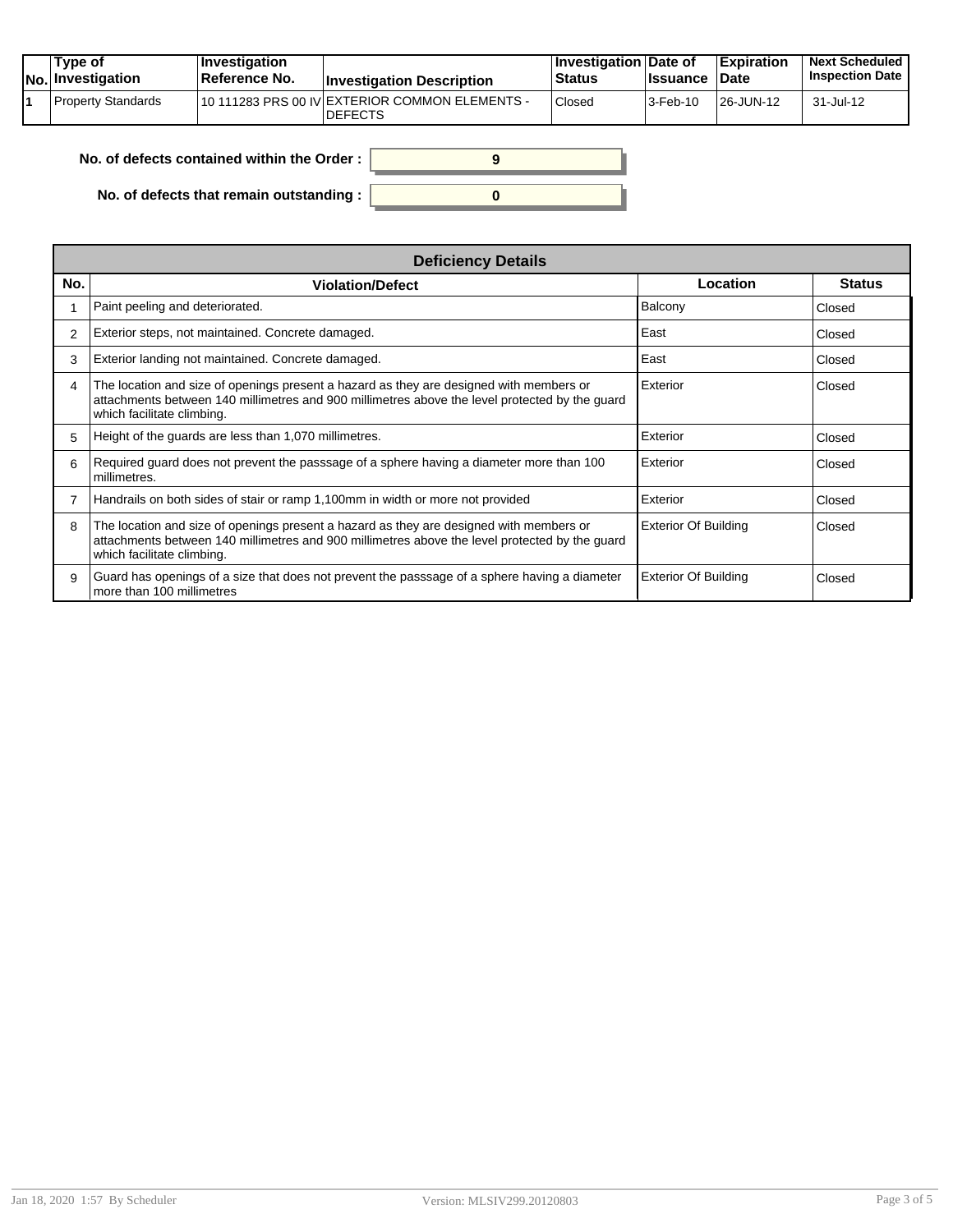| No. | Type of Investigation | Investigation Reference No. | Investigation Description | Investigation Status | Date of Issuance | Expiration Date | Next Scheduled Inspection Date |
|---|---|---|---|---|---|---|---|
| 1 | Property Standards | 10 111283 PRS 00 IV | EXTERIOR COMMON ELEMENTS - DEFECTS | Closed | 3-Feb-10 | 26-JUN-12 | 31-Jul-12 |

**No. of defects contained within the Order :** 9

**No. of defects that remain outstanding :** 0

| Deficiency Details | | | |
|---|---|---|---|
| **No.** | **Violation/Defect** | **Location** | **Status** |
| 1 | Paint peeling and deteriorated. | Balcony | Closed |
| 2 | Exterior steps, not maintained. Concrete damaged. | East | Closed |
| 3 | Exterior landing not maintained. Concrete damaged. | East | Closed |
| 4 | The location and size of openings present a hazard as they are designed with members or attachments between 140 millimetres and 900 millimetres above the level protected by the guard which facilitate climbing. | Exterior | Closed |
| 5 | Height of the guards are less than 1,070 millimetres. | Exterior | Closed |
| 6 | Required guard does not prevent the passsage of a sphere having a diameter more than 100 millimetres. | Exterior | Closed |
| 7 | Handrails on both sides of stair or ramp 1,100mm in width or more not provided | Exterior | Closed |
| 8 | The location and size of openings present a hazard as they are designed with members or attachments between 140 millimetres and 900 millimetres above the level protected by the guard which facilitate climbing. | Exterior Of Building | Closed |
| 9 | Guard has openings of a size that does not prevent the passsage of a sphere having a diameter more than 100 millimetres | Exterior Of Building | Closed |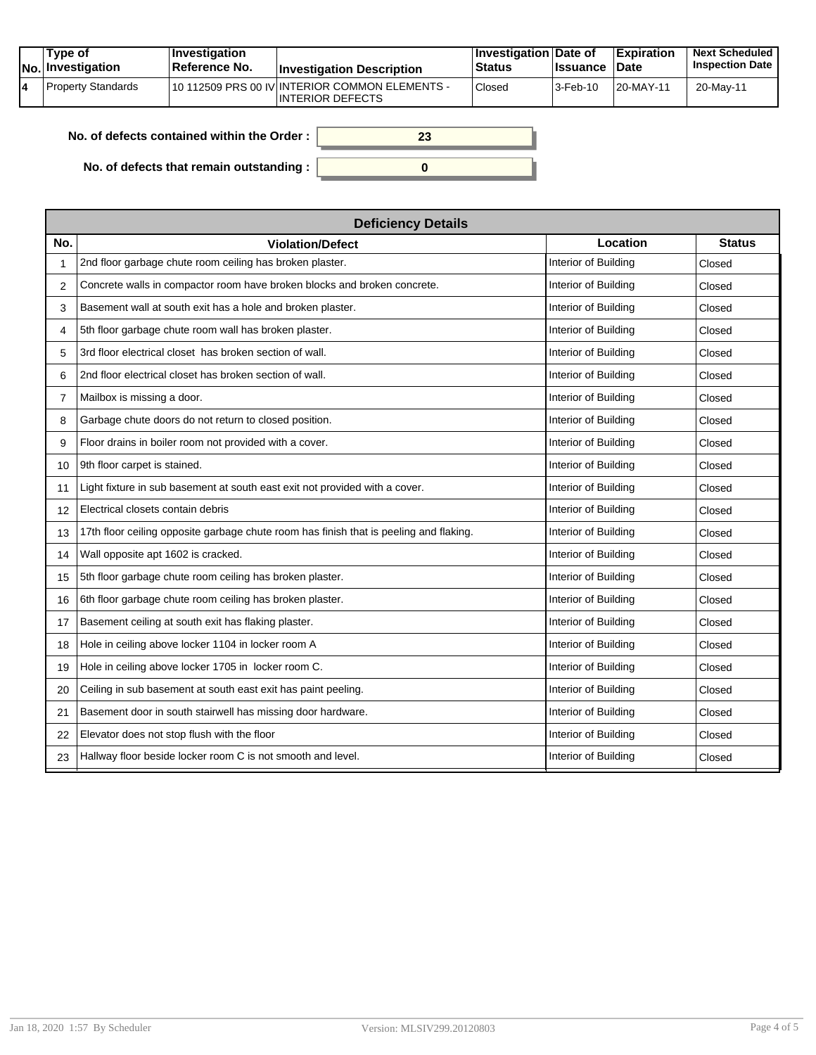| No. | Type of Investigation | Investigation Reference No. | Investigation Description | Investigation Status | Date of Issuance | Expiration Date | Next Scheduled Inspection Date |
|---|---|---|---|---|---|---|---|
| 4 | Property Standards | 10 112509 PRS 00 IV | INTERIOR COMMON ELEMENTS - INTERIOR DEFECTS | Closed | 3-Feb-10 | 20-MAY-11 | 20-May-11 |

**No. of defects contained within the Order :** 23

**No. of defects that remain outstanding :** 0

| Deficiency Details | | | |
|---|---|---|---|
| **No.** | **Violation/Defect** | **Location** | **Status** |
| 1 | 2nd floor garbage chute room ceiling has broken plaster. | Interior of Building | Closed |
| 2 | Concrete walls in compactor room have broken blocks and broken concrete. | Interior of Building | Closed |
| 3 | Basement wall at south exit has a hole and broken plaster. | Interior of Building | Closed |
| 4 | 5th floor garbage chute room wall has broken plaster. | Interior of Building | Closed |
| 5 | 3rd floor electrical closet has broken section of wall. | Interior of Building | Closed |
| 6 | 2nd floor electrical closet has broken section of wall. | Interior of Building | Closed |
| 7 | Mailbox is missing a door. | Interior of Building | Closed |
| 8 | Garbage chute doors do not return to closed position. | Interior of Building | Closed |
| 9 | Floor drains in boiler room not provided with a cover. | Interior of Building | Closed |
| 10 | 9th floor carpet is stained. | Interior of Building | Closed |
| 11 | Light fixture in sub basement at south east exit not provided with a cover. | Interior of Building | Closed |
| 12 | Electrical closets contain debris | Interior of Building | Closed |
| 13 | 17th floor ceiling opposite garbage chute room has finish that is peeling and flaking. | Interior of Building | Closed |
| 14 | Wall opposite apt 1602 is cracked. | Interior of Building | Closed |
| 15 | 5th floor garbage chute room ceiling has broken plaster. | Interior of Building | Closed |
| 16 | 6th floor garbage chute room ceiling has broken plaster. | Interior of Building | Closed |
| 17 | Basement ceiling at south exit has flaking plaster. | Interior of Building | Closed |
| 18 | Hole in ceiling above locker 1104 in locker room A | Interior of Building | Closed |
| 19 | Hole in ceiling above locker 1705 in locker room C. | Interior of Building | Closed |
| 20 | Ceiling in sub basement at south east exit has paint peeling. | Interior of Building | Closed |
| 21 | Basement door in south stairwell has missing door hardware. | Interior of Building | Closed |
| 22 | Elevator does not stop flush with the floor | Interior of Building | Closed |
| 23 | Hallway floor beside locker room C is not smooth and level. | Interior of Building | Closed |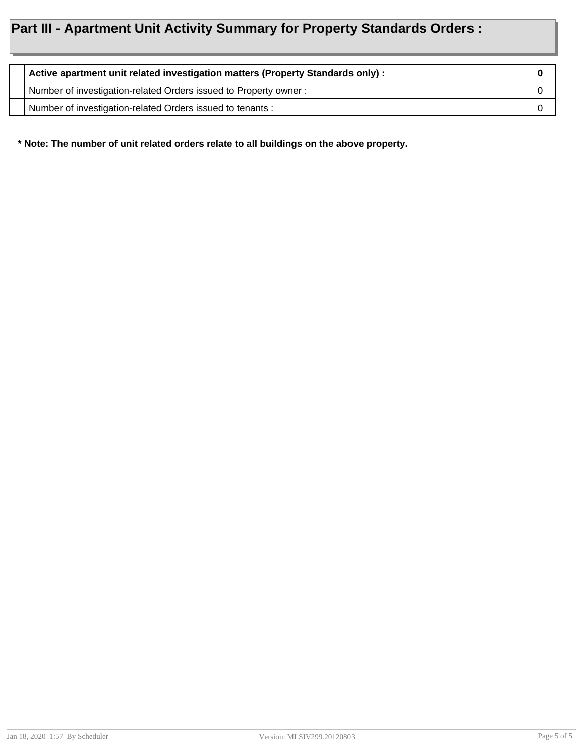## Part III - Apartment Unit Activity Summary for Property Standards Orders :

| | | |
|---|---|---|
| | **Active apartment unit related investigation matters (Property Standards only) :** | **0** |
| | Number of investigation-related Orders issued to Property owner : | 0 |
| | Number of investigation-related Orders issued to tenants : | 0 |

**\* Note: The number of unit related orders relate to all buildings on the above property.**